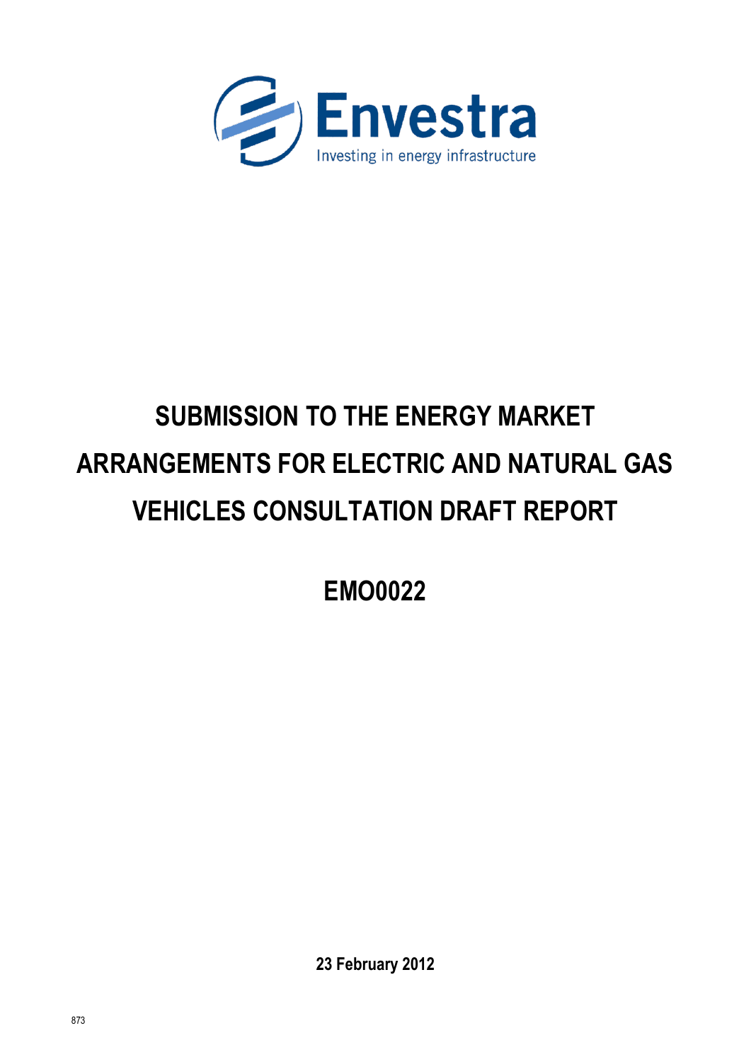Envestra

Investing in energy infrastructure

# SUBMISSION TO THE ENERGY MARKET ARRANGEMENTS FOR ELECTRIC AND NATURAL GAS VEHICLES CONSULTATION DRAFT REPORT

## EMO0022

**23 February 2012**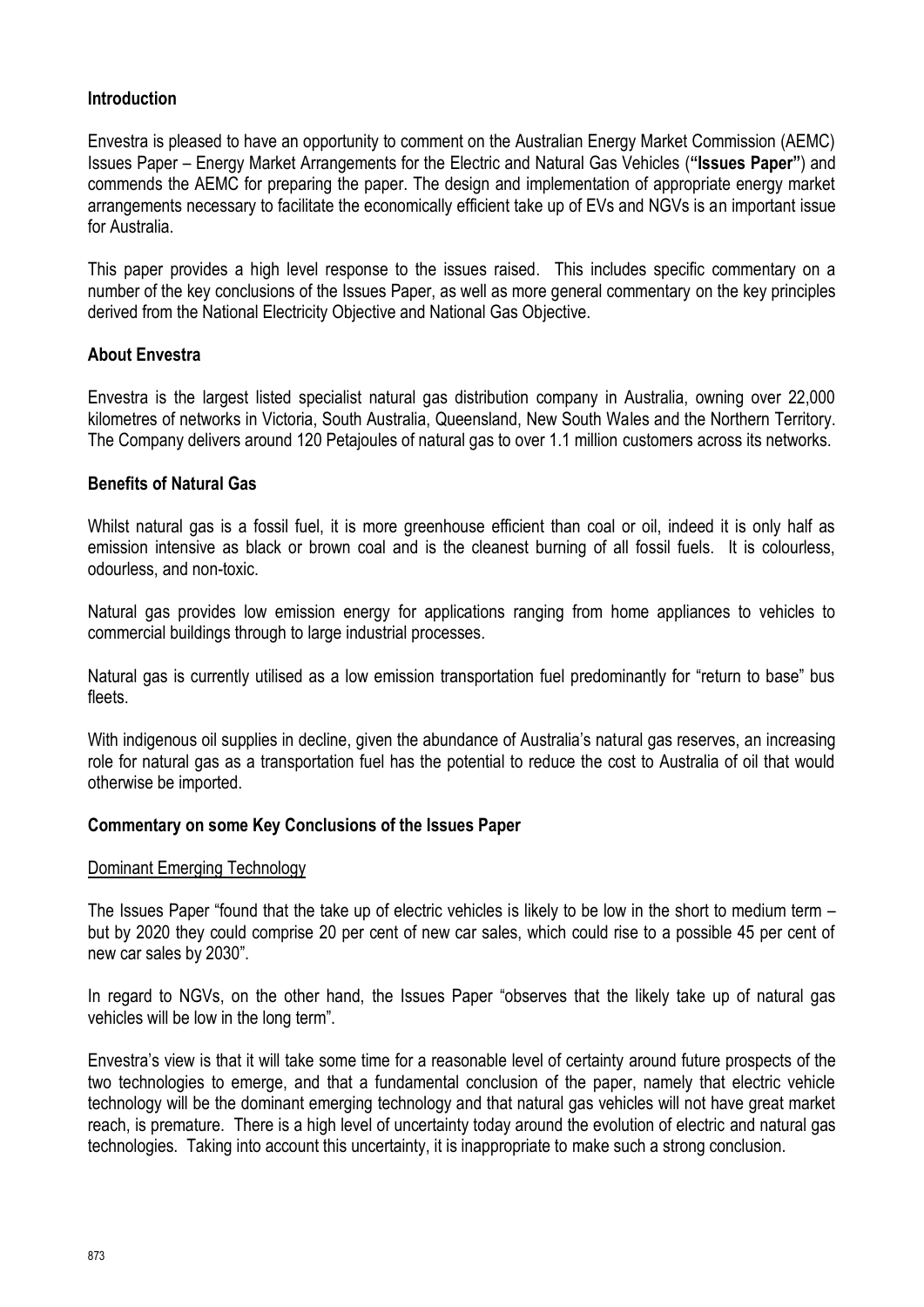## Introduction

Envestra is pleased to have an opportunity to comment on the Australian Energy Market Commission (AEMC) Issues Paper – Energy Market Arrangements for the Electric and Natural Gas Vehicles (**"Issues Paper"**) and commends the AEMC for preparing the paper. The design and implementation of appropriate energy market arrangements necessary to facilitate the economically efficient take up of EVs and NGVs is an important issue for Australia.

This paper provides a high level response to the issues raised. This includes specific commentary on a number of the key conclusions of the Issues Paper, as well as more general commentary on the key principles derived from the National Electricity Objective and National Gas Objective.

## About Envestra

Envestra is the largest listed specialist natural gas distribution company in Australia, owning over 22,000 kilometres of networks in Victoria, South Australia, Queensland, New South Wales and the Northern Territory. The Company delivers around 120 Petajoules of natural gas to over 1.1 million customers across its networks.

## Benefits of Natural Gas

Whilst natural gas is a fossil fuel, it is more greenhouse efficient than coal or oil, indeed it is only half as emission intensive as black or brown coal and is the cleanest burning of all fossil fuels. It is colourless, odourless, and non-toxic.

Natural gas provides low emission energy for applications ranging from home appliances to vehicles to commercial buildings through to large industrial processes.

Natural gas is currently utilised as a low emission transportation fuel predominantly for "return to base" bus fleets.

With indigenous oil supplies in decline, given the abundance of Australia's natural gas reserves, an increasing role for natural gas as a transportation fuel has the potential to reduce the cost to Australia of oil that would otherwise be imported.

## Commentary on some Key Conclusions of the Issues Paper

### Dominant Emerging Technology

The Issues Paper "found that the take up of electric vehicles is likely to be low in the short to medium term – but by 2020 they could comprise 20 per cent of new car sales, which could rise to a possible 45 per cent of new car sales by 2030".

In regard to NGVs, on the other hand, the Issues Paper "observes that the likely take up of natural gas vehicles will be low in the long term".

Envestra's view is that it will take some time for a reasonable level of certainty around future prospects of the two technologies to emerge, and that a fundamental conclusion of the paper, namely that electric vehicle technology will be the dominant emerging technology and that natural gas vehicles will not have great market reach, is premature. There is a high level of uncertainty today around the evolution of electric and natural gas technologies. Taking into account this uncertainty, it is inappropriate to make such a strong conclusion.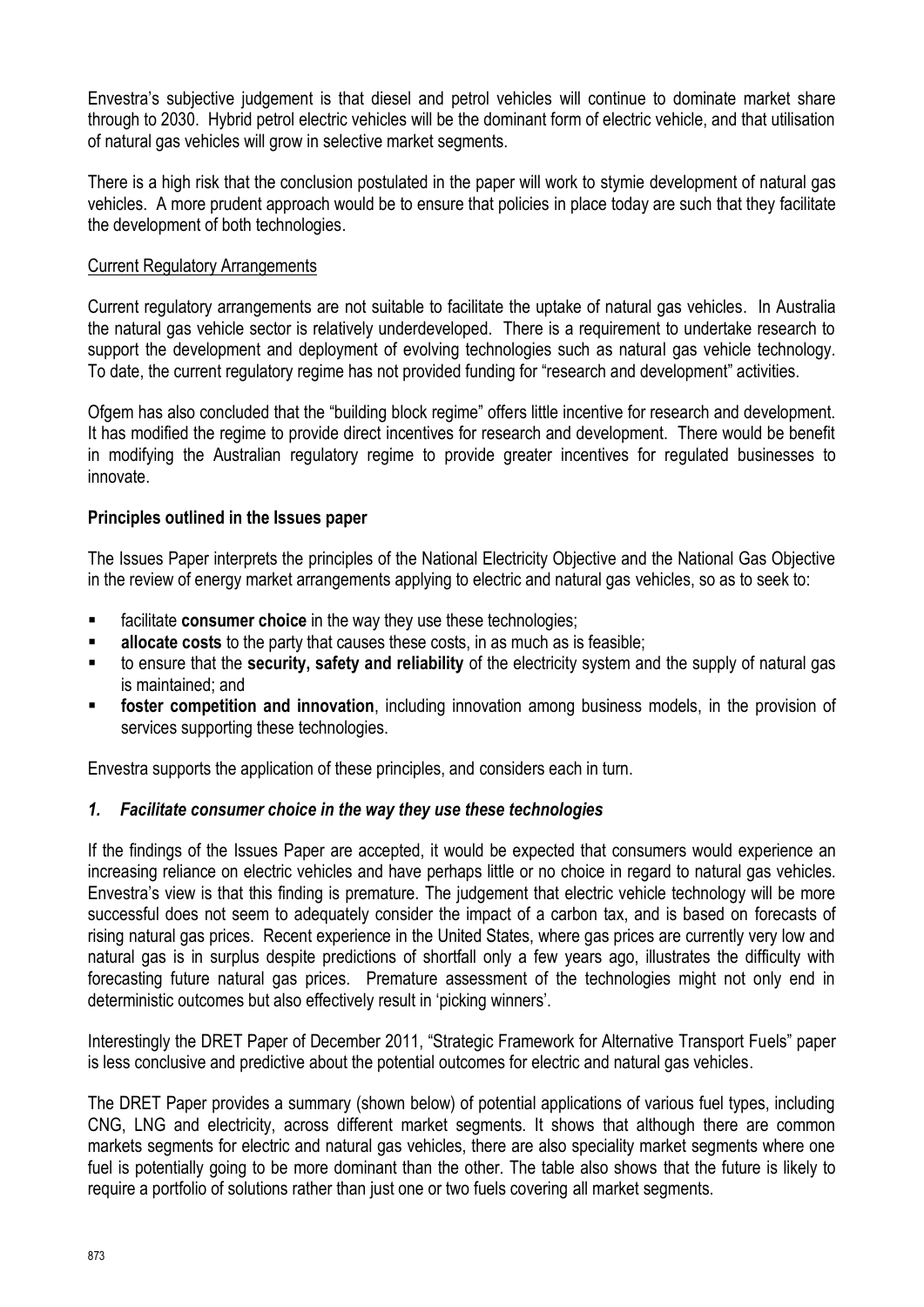Envestra's subjective judgement is that diesel and petrol vehicles will continue to dominate market share through to 2030. Hybrid petrol electric vehicles will be the dominant form of electric vehicle, and that utilisation of natural gas vehicles will grow in selective market segments.

There is a high risk that the conclusion postulated in the paper will work to stymie development of natural gas vehicles. A more prudent approach would be to ensure that policies in place today are such that they facilitate the development of both technologies.

Current Regulatory Arrangements

Current regulatory arrangements are not suitable to facilitate the uptake of natural gas vehicles. In Australia the natural gas vehicle sector is relatively underdeveloped. There is a requirement to undertake research to support the development and deployment of evolving technologies such as natural gas vehicle technology. To date, the current regulatory regime has not provided funding for "research and development" activities.

Ofgem has also concluded that the "building block regime" offers little incentive for research and development. It has modified the regime to provide direct incentives for research and development. There would be benefit in modifying the Australian regulatory regime to provide greater incentives for regulated businesses to innovate.

**Principles outlined in the Issues paper**

The Issues Paper interprets the principles of the National Electricity Objective and the National Gas Objective in the review of energy market arrangements applying to electric and natural gas vehicles, so as to seek to:

- facilitate **consumer choice** in the way they use these technologies;
- **allocate costs** to the party that causes these costs, in as much as is feasible;
- to ensure that the **security, safety and reliability** of the electricity system and the supply of natural gas is maintained; and
- **foster competition and innovation**, including innovation among business models, in the provision of services supporting these technologies.

Envestra supports the application of these principles, and considers each in turn.

***1. Facilitate consumer choice in the way they use these technologies***

If the findings of the Issues Paper are accepted, it would be expected that consumers would experience an increasing reliance on electric vehicles and have perhaps little or no choice in regard to natural gas vehicles. Envestra's view is that this finding is premature. The judgement that electric vehicle technology will be more successful does not seem to adequately consider the impact of a carbon tax, and is based on forecasts of rising natural gas prices. Recent experience in the United States, where gas prices are currently very low and natural gas is in surplus despite predictions of shortfall only a few years ago, illustrates the difficulty with forecasting future natural gas prices. Premature assessment of the technologies might not only end in deterministic outcomes but also effectively result in 'picking winners'.

Interestingly the DRET Paper of December 2011, "Strategic Framework for Alternative Transport Fuels" paper is less conclusive and predictive about the potential outcomes for electric and natural gas vehicles.

The DRET Paper provides a summary (shown below) of potential applications of various fuel types, including CNG, LNG and electricity, across different market segments. It shows that although there are common markets segments for electric and natural gas vehicles, there are also speciality market segments where one fuel is potentially going to be more dominant than the other. The table also shows that the future is likely to require a portfolio of solutions rather than just one or two fuels covering all market segments.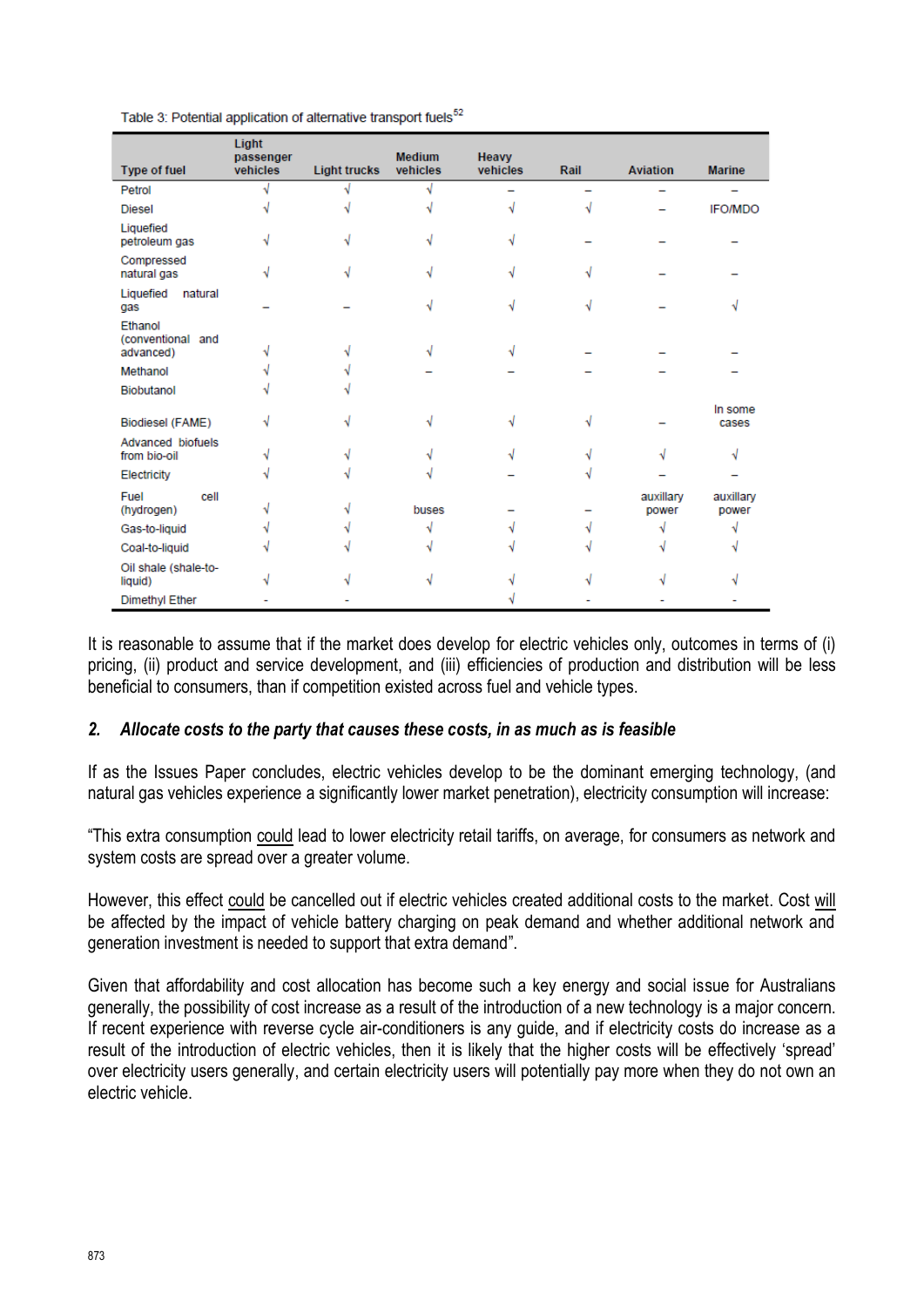Table 3: Potential application of alternative transport fuels[52]

| Type of fuel | Light passenger vehicles | Light trucks | Medium vehicles | Heavy vehicles | Rail | Aviation | Marine |
|---|---|---|---|---|---|---|---|
| Petrol | √ | √ | √ | – | – | – | – |
| Diesel | √ | √ | √ | √ | √ | – | IFO/MDO |
| Liquefied petroleum gas | √ | √ | √ | √ | – | – | – |
| Compressed natural gas | √ | √ | √ | √ | √ | – | – |
| Liquefied natural gas | – | – | √ | √ | √ | – | √ |
| Ethanol (conventional and advanced) | √ | √ | √ | √ | – | – | – |
| Methanol | √ | √ | – | – | – | – | – |
| Biobutanol | √ | √ | | | | | |
| Biodiesel (FAME) | √ | √ | √ | √ | √ | – | In some cases |
| Advanced biofuels from bio-oil | √ | √ | √ | √ | √ | √ | √ |
| Electricity | √ | √ | √ | – | √ | – | – |
| Fuel cell (hydrogen) | √ | √ | buses | – | – | auxillary power | auxillary power |
| Gas-to-liquid | √ | √ | √ | √ | √ | √ | √ |
| Coal-to-liquid | √ | √ | √ | √ | √ | √ | √ |
| Oil shale (shale-to-liquid) | √ | √ | √ | √ | √ | √ | √ |
| Dimethyl Ether | - | - | | √ | - | - | - |

It is reasonable to assume that if the market does develop for electric vehicles only, outcomes in terms of (i) pricing, (ii) product and service development, and (iii) efficiencies of production and distribution will be less beneficial to consumers, than if competition existed across fuel and vehicle types.

## 2. *Allocate costs to the party that causes these costs, in as much as is feasible*

If as the Issues Paper concludes, electric vehicles develop to be the dominant emerging technology, (and natural gas vehicles experience a significantly lower market penetration), electricity consumption will increase:

"This extra consumption could lead to lower electricity retail tariffs, on average, for consumers as network and system costs are spread over a greater volume.

However, this effect could be cancelled out if electric vehicles created additional costs to the market. Cost will be affected by the impact of vehicle battery charging on peak demand and whether additional network and generation investment is needed to support that extra demand".

Given that affordability and cost allocation has become such a key energy and social issue for Australians generally, the possibility of cost increase as a result of the introduction of a new technology is a major concern. If recent experience with reverse cycle air-conditioners is any guide, and if electricity costs do increase as a result of the introduction of electric vehicles, then it is likely that the higher costs will be effectively 'spread' over electricity users generally, and certain electricity users will potentially pay more when they do not own an electric vehicle.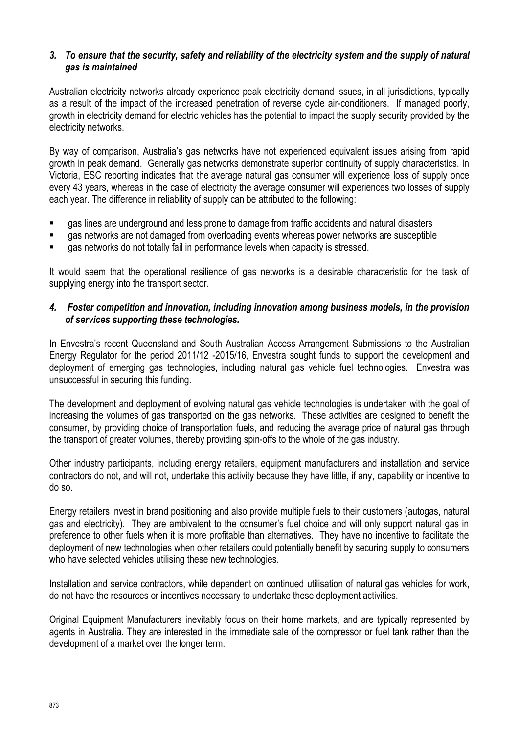### *3. To ensure that the security, safety and reliability of the electricity system and the supply of natural gas is maintained*

Australian electricity networks already experience peak electricity demand issues, in all jurisdictions, typically as a result of the impact of the increased penetration of reverse cycle air-conditioners. If managed poorly, growth in electricity demand for electric vehicles has the potential to impact the supply security provided by the electricity networks.

By way of comparison, Australia's gas networks have not experienced equivalent issues arising from rapid growth in peak demand. Generally gas networks demonstrate superior continuity of supply characteristics. In Victoria, ESC reporting indicates that the average natural gas consumer will experience loss of supply once every 43 years, whereas in the case of electricity the average consumer will experiences two losses of supply each year. The difference in reliability of supply can be attributed to the following:

- gas lines are underground and less prone to damage from traffic accidents and natural disasters
- gas networks are not damaged from overloading events whereas power networks are susceptible
- gas networks do not totally fail in performance levels when capacity is stressed.

It would seem that the operational resilience of gas networks is a desirable characteristic for the task of supplying energy into the transport sector.

### *4. Foster competition and innovation, including innovation among business models, in the provision of services supporting these technologies.*

In Envestra's recent Queensland and South Australian Access Arrangement Submissions to the Australian Energy Regulator for the period 2011/12 -2015/16, Envestra sought funds to support the development and deployment of emerging gas technologies, including natural gas vehicle fuel technologies. Envestra was unsuccessful in securing this funding.

The development and deployment of evolving natural gas vehicle technologies is undertaken with the goal of increasing the volumes of gas transported on the gas networks. These activities are designed to benefit the consumer, by providing choice of transportation fuels, and reducing the average price of natural gas through the transport of greater volumes, thereby providing spin-offs to the whole of the gas industry.

Other industry participants, including energy retailers, equipment manufacturers and installation and service contractors do not, and will not, undertake this activity because they have little, if any, capability or incentive to do so.

Energy retailers invest in brand positioning and also provide multiple fuels to their customers (autogas, natural gas and electricity). They are ambivalent to the consumer's fuel choice and will only support natural gas in preference to other fuels when it is more profitable than alternatives. They have no incentive to facilitate the deployment of new technologies when other retailers could potentially benefit by securing supply to consumers who have selected vehicles utilising these new technologies.

Installation and service contractors, while dependent on continued utilisation of natural gas vehicles for work, do not have the resources or incentives necessary to undertake these deployment activities.

Original Equipment Manufacturers inevitably focus on their home markets, and are typically represented by agents in Australia. They are interested in the immediate sale of the compressor or fuel tank rather than the development of a market over the longer term.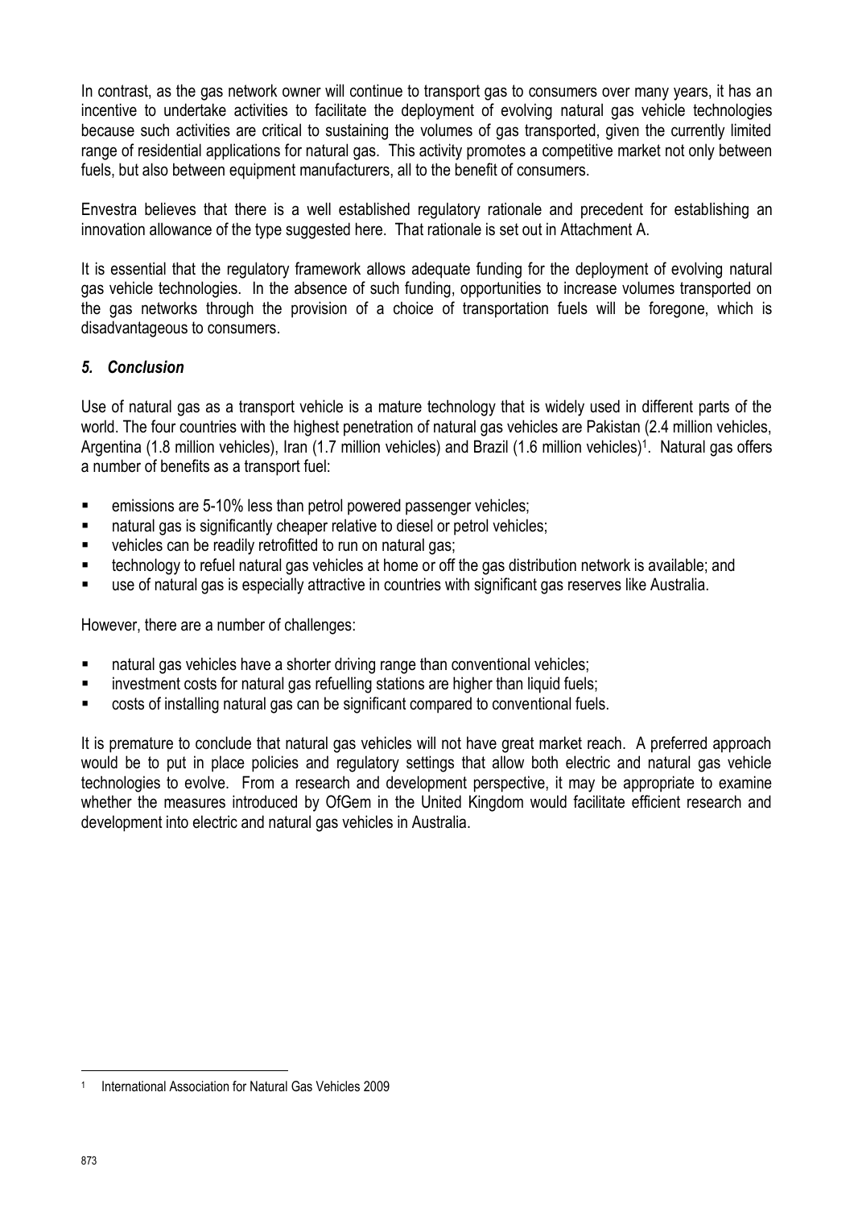In contrast, as the gas network owner will continue to transport gas to consumers over many years, it has an incentive to undertake activities to facilitate the deployment of evolving natural gas vehicle technologies because such activities are critical to sustaining the volumes of gas transported, given the currently limited range of residential applications for natural gas. This activity promotes a competitive market not only between fuels, but also between equipment manufacturers, all to the benefit of consumers.

Envestra believes that there is a well established regulatory rationale and precedent for establishing an innovation allowance of the type suggested here. That rationale is set out in Attachment A.

It is essential that the regulatory framework allows adequate funding for the deployment of evolving natural gas vehicle technologies. In the absence of such funding, opportunities to increase volumes transported on the gas networks through the provision of a choice of transportation fuels will be foregone, which is disadvantageous to consumers.

## *5. Conclusion*

Use of natural gas as a transport vehicle is a mature technology that is widely used in different parts of the world. The four countries with the highest penetration of natural gas vehicles are Pakistan (2.4 million vehicles, Argentina (1.8 million vehicles), Iran (1.7 million vehicles) and Brazil (1.6 million vehicles)[1]. Natural gas offers a number of benefits as a transport fuel:

- emissions are 5-10% less than petrol powered passenger vehicles;
- natural gas is significantly cheaper relative to diesel or petrol vehicles;
- vehicles can be readily retrofitted to run on natural gas;
- technology to refuel natural gas vehicles at home or off the gas distribution network is available; and
- use of natural gas is especially attractive in countries with significant gas reserves like Australia.

However, there are a number of challenges:

- natural gas vehicles have a shorter driving range than conventional vehicles;
- investment costs for natural gas refuelling stations are higher than liquid fuels;
- costs of installing natural gas can be significant compared to conventional fuels.

It is premature to conclude that natural gas vehicles will not have great market reach. A preferred approach would be to put in place policies and regulatory settings that allow both electric and natural gas vehicle technologies to evolve. From a research and development perspective, it may be appropriate to examine whether the measures introduced by OfGem in the United Kingdom would facilitate efficient research and development into electric and natural gas vehicles in Australia.

---

[1] International Association for Natural Gas Vehicles 2009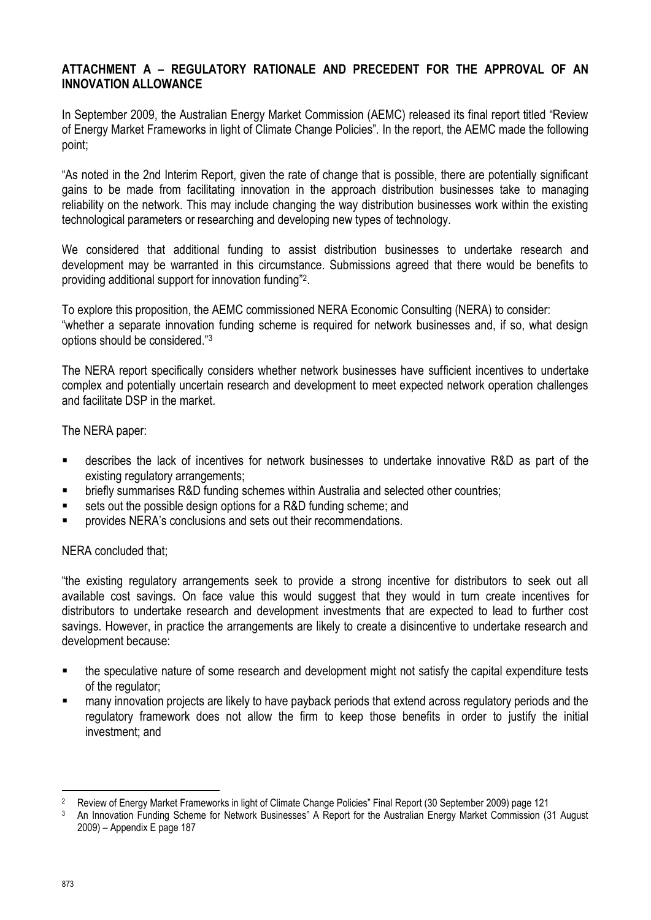**ATTACHMENT A – REGULATORY RATIONALE AND PRECEDENT FOR THE APPROVAL OF AN INNOVATION ALLOWANCE**

In September 2009, the Australian Energy Market Commission (AEMC) released its final report titled "Review of Energy Market Frameworks in light of Climate Change Policies". In the report, the AEMC made the following point;

"As noted in the 2nd Interim Report, given the rate of change that is possible, there are potentially significant gains to be made from facilitating innovation in the approach distribution businesses take to managing reliability on the network. This may include changing the way distribution businesses work within the existing technological parameters or researching and developing new types of technology.

We considered that additional funding to assist distribution businesses to undertake research and development may be warranted in this circumstance. Submissions agreed that there would be benefits to providing additional support for innovation funding"[2].

To explore this proposition, the AEMC commissioned NERA Economic Consulting (NERA) to consider: "whether a separate innovation funding scheme is required for network businesses and, if so, what design options should be considered."[3]

The NERA report specifically considers whether network businesses have sufficient incentives to undertake complex and potentially uncertain research and development to meet expected network operation challenges and facilitate DSP in the market.

The NERA paper:

- describes the lack of incentives for network businesses to undertake innovative R&D as part of the existing regulatory arrangements;
- briefly summarises R&D funding schemes within Australia and selected other countries;
- sets out the possible design options for a R&D funding scheme; and
- provides NERA's conclusions and sets out their recommendations.

NERA concluded that;

"the existing regulatory arrangements seek to provide a strong incentive for distributors to seek out all available cost savings. On face value this would suggest that they would in turn create incentives for distributors to undertake research and development investments that are expected to lead to further cost savings. However, in practice the arrangements are likely to create a disincentive to undertake research and development because:

- the speculative nature of some research and development might not satisfy the capital expenditure tests of the regulator;
- many innovation projects are likely to have payback periods that extend across regulatory periods and the regulatory framework does not allow the firm to keep those benefits in order to justify the initial investment; and

---

[2] Review of Energy Market Frameworks in light of Climate Change Policies" Final Report (30 September 2009) page 121

[3] An Innovation Funding Scheme for Network Businesses" A Report for the Australian Energy Market Commission (31 August 2009) – Appendix E page 187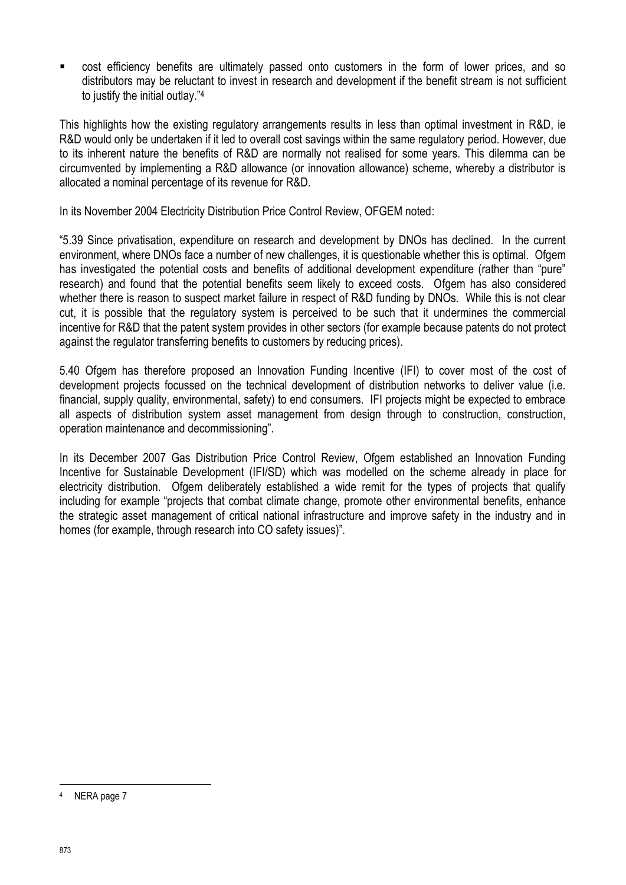- cost efficiency benefits are ultimately passed onto customers in the form of lower prices, and so distributors may be reluctant to invest in research and development if the benefit stream is not sufficient to justify the initial outlay."[4]

This highlights how the existing regulatory arrangements results in less than optimal investment in R&D, ie R&D would only be undertaken if it led to overall cost savings within the same regulatory period. However, due to its inherent nature the benefits of R&D are normally not realised for some years. This dilemma can be circumvented by implementing a R&D allowance (or innovation allowance) scheme, whereby a distributor is allocated a nominal percentage of its revenue for R&D.

In its November 2004 Electricity Distribution Price Control Review, OFGEM noted:

"5.39 Since privatisation, expenditure on research and development by DNOs has declined. In the current environment, where DNOs face a number of new challenges, it is questionable whether this is optimal. Ofgem has investigated the potential costs and benefits of additional development expenditure (rather than "pure" research) and found that the potential benefits seem likely to exceed costs. Ofgem has also considered whether there is reason to suspect market failure in respect of R&D funding by DNOs. While this is not clear cut, it is possible that the regulatory system is perceived to be such that it undermines the commercial incentive for R&D that the patent system provides in other sectors (for example because patents do not protect against the regulator transferring benefits to customers by reducing prices).

5.40 Ofgem has therefore proposed an Innovation Funding Incentive (IFI) to cover most of the cost of development projects focussed on the technical development of distribution networks to deliver value (i.e. financial, supply quality, environmental, safety) to end consumers. IFI projects might be expected to embrace all aspects of distribution system asset management from design through to construction, construction, operation maintenance and decommissioning".

In its December 2007 Gas Distribution Price Control Review, Ofgem established an Innovation Funding Incentive for Sustainable Development (IFI/SD) which was modelled on the scheme already in place for electricity distribution. Ofgem deliberately established a wide remit for the types of projects that qualify including for example "projects that combat climate change, promote other environmental benefits, enhance the strategic asset management of critical national infrastructure and improve safety in the industry and in homes (for example, through research into CO safety issues)".

[4] NERA page 7